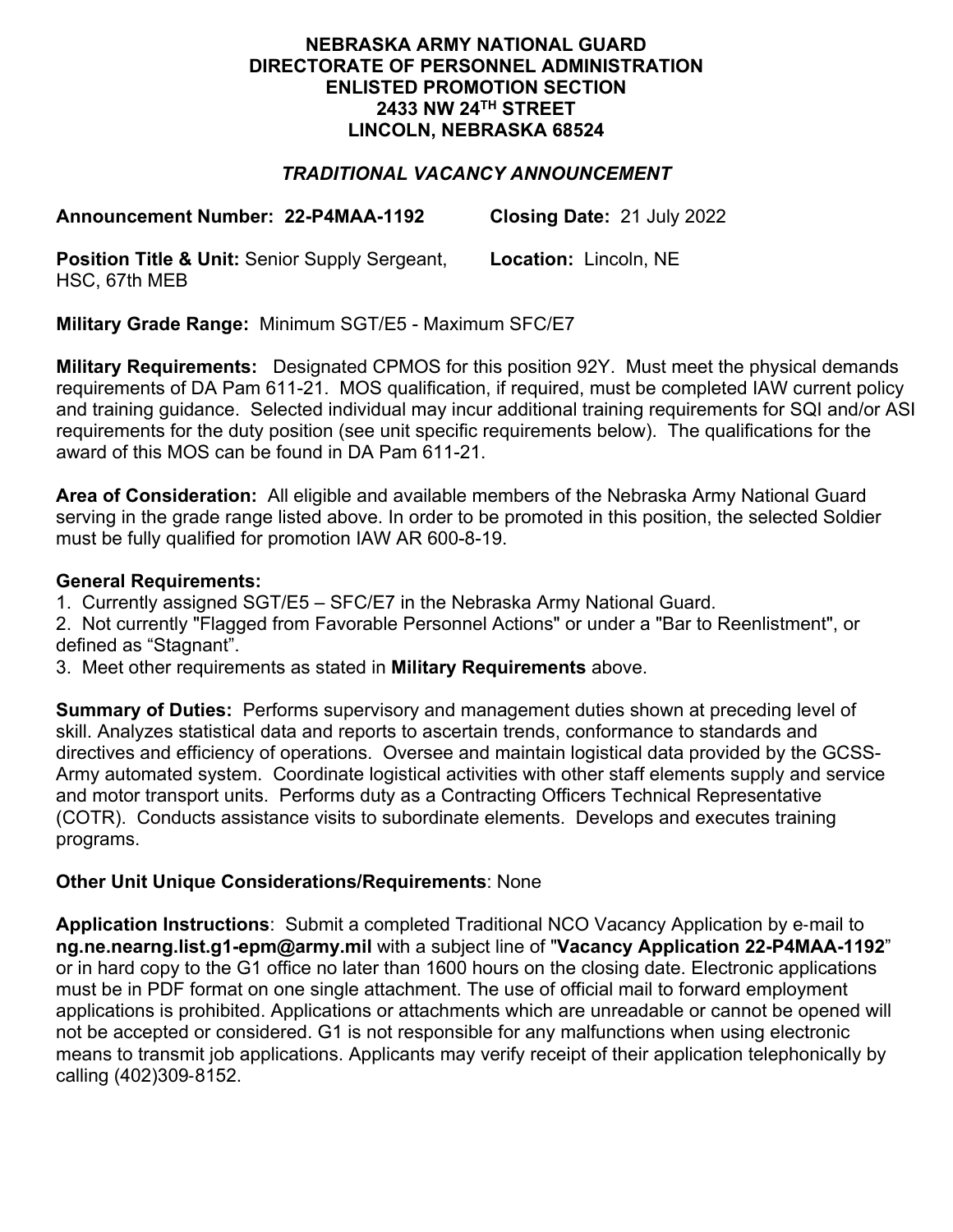**NEBRASKA ARMY NATIONAL GUARD**
**DIRECTORATE OF PERSONNEL ADMINISTRATION**
**ENLISTED PROMOTION SECTION**
**2433 NW 24TH STREET**
**LINCOLN, NEBRASKA 68524**

***TRADITIONAL VACANCY ANNOUNCEMENT***

**Announcement Number: 22-P4MAA-1192** **Closing Date:** 21 July 2022

**Position Title & Unit:** Senior Supply Sergeant, HSC, 67th MEB **Location:** Lincoln, NE

**Military Grade Range:** Minimum SGT/E5 - Maximum SFC/E7

**Military Requirements:** Designated CPMOS for this position 92Y. Must meet the physical demands requirements of DA Pam 611-21. MOS qualification, if required, must be completed IAW current policy and training guidance. Selected individual may incur additional training requirements for SQI and/or ASI requirements for the duty position (see unit specific requirements below). The qualifications for the award of this MOS can be found in DA Pam 611-21.

**Area of Consideration:** All eligible and available members of the Nebraska Army National Guard serving in the grade range listed above. In order to be promoted in this position, the selected Soldier must be fully qualified for promotion IAW AR 600-8-19.

**General Requirements:**

1. Currently assigned SGT/E5 – SFC/E7 in the Nebraska Army National Guard.
2. Not currently "Flagged from Favorable Personnel Actions" or under a "Bar to Reenlistment", or defined as "Stagnant".
3. Meet other requirements as stated in **Military Requirements** above.

**Summary of Duties:** Performs supervisory and management duties shown at preceding level of skill. Analyzes statistical data and reports to ascertain trends, conformance to standards and directives and efficiency of operations. Oversee and maintain logistical data provided by the GCSS-Army automated system. Coordinate logistical activities with other staff elements supply and service and motor transport units. Performs duty as a Contracting Officers Technical Representative (COTR). Conducts assistance visits to subordinate elements. Develops and executes training programs.

**Other Unit Unique Considerations/Requirements**: None

**Application Instructions**: Submit a completed Traditional NCO Vacancy Application by e-mail to **ng.ne.nearng.list.g1-epm@army.mil** with a subject line of "**Vacancy Application 22-P4MAA-1192**" or in hard copy to the G1 office no later than 1600 hours on the closing date. Electronic applications must be in PDF format on one single attachment. The use of official mail to forward employment applications is prohibited. Applications or attachments which are unreadable or cannot be opened will not be accepted or considered. G1 is not responsible for any malfunctions when using electronic means to transmit job applications. Applicants may verify receipt of their application telephonically by calling (402)309-8152.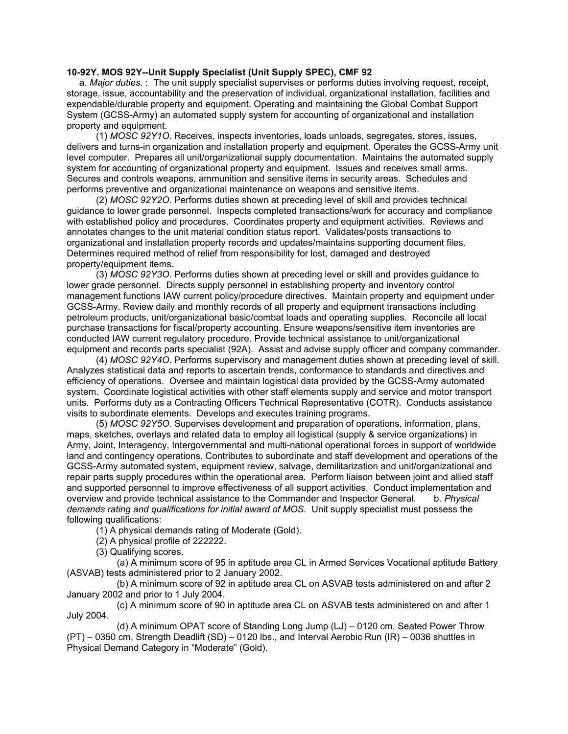**10-92Y. MOS 92Y--Unit Supply Specialist (Unit Supply SPEC), CMF 92**

a. *Major duties.* : The unit supply specialist supervises or performs duties involving request, receipt, storage, issue, accountability and the preservation of individual, organizational installation, facilities and expendable/durable property and equipment. Operating and maintaining the Global Combat Support System (GCSS-Army) an automated supply system for accounting of organizational and installation property and equipment.

(1) *MOSC 92Y1O.* Receives, inspects inventories, loads unloads, segregates, stores, issues, delivers and turns-in organization and installation property and equipment. Operates the GCSS-Army unit level computer. Prepares all unit/organizational supply documentation. Maintains the automated supply system for accounting of organizational property and equipment. Issues and receives small arms. Secures and controls weapons, ammunition and sensitive items in security areas. Schedules and performs preventive and organizational maintenance on weapons and sensitive items.

(2) *MOSC 92Y2O.* Performs duties shown at preceding level of skill and provides technical guidance to lower grade personnel. Inspects completed transactions/work for accuracy and compliance with established policy and procedures. Coordinates property and equipment activities. Reviews and annotates changes to the unit material condition status report. Validates/posts transactions to organizational and installation property records and updates/maintains supporting document files. Determines required method of relief from responsibility for lost, damaged and destroyed property/equipment items.

(3) *MOSC 92Y3O*. Performs duties shown at preceding level or skill and provides guidance to lower grade personnel. Directs supply personnel in establishing property and inventory control management functions IAW current policy/procedure directives. Maintain property and equipment under GCSS-Army. Review daily and monthly records of all property and equipment transactions including petroleum products, unit/organizational basic/combat loads and operating supplies. Reconcile all local purchase transactions for fiscal/property accounting. Ensure weapons/sensitive item inventories are conducted IAW current regulatory procedure. Provide technical assistance to unit/organizational equipment and records parts specialist (92A). Assist and advise supply officer and company commander.

(4) *MOSC 92Y4O.* Performs supervisory and management duties shown at preceding level of skill. Analyzes statistical data and reports to ascertain trends, conformance to standards and directives and efficiency of operations. Oversee and maintain logistical data provided by the GCSS-Army automated system. Coordinate logistical activities with other staff elements supply and service and motor transport units. Performs duty as a Contracting Officers Technical Representative (COTR). Conducts assistance visits to subordinate elements. Develops and executes training programs.

(5) *MOSC 92Y5O.* Supervises development and preparation of operations, information, plans, maps, sketches, overlays and related data to employ all logistical (supply & service organizations) in Army, Joint, Interagency, Intergovernmental and multi-national operational forces in support of worldwide land and contingency operations. Contributes to subordinate and staff development and operations of the GCSS-Army automated system, equipment review, salvage, demilitarization and unit/organizational and repair parts supply procedures within the operational area. Perform liaison between joint and allied staff and supported personnel to improve effectiveness of all support activities. Conduct implementation and overview and provide technical assistance to the Commander and Inspector General.

b. *Physical demands rating and qualifications for initial award of MOS.* Unit supply specialist must possess the following qualifications:

(1) A physical demands rating of Moderate (Gold).

(2) A physical profile of 222222.

(3) Qualifying scores.

(a) A minimum score of 95 in aptitude area CL in Armed Services Vocational aptitude Battery (ASVAB) tests administered prior to 2 January 2002.

(b) A minimum score of 92 in aptitude area CL on ASVAB tests administered on and after 2 January 2002 and prior to 1 July 2004.

(c) A minimum score of 90 in aptitude area CL on ASVAB tests administered on and after 1 July 2004.

(d) A minimum OPAT score of Standing Long Jump (LJ) – 0120 cm, Seated Power Throw (PT) – 0350 cm, Strength Deadlift (SD) – 0120 lbs., and Interval Aerobic Run (IR) – 0036 shuttles in Physical Demand Category in "Moderate" (Gold).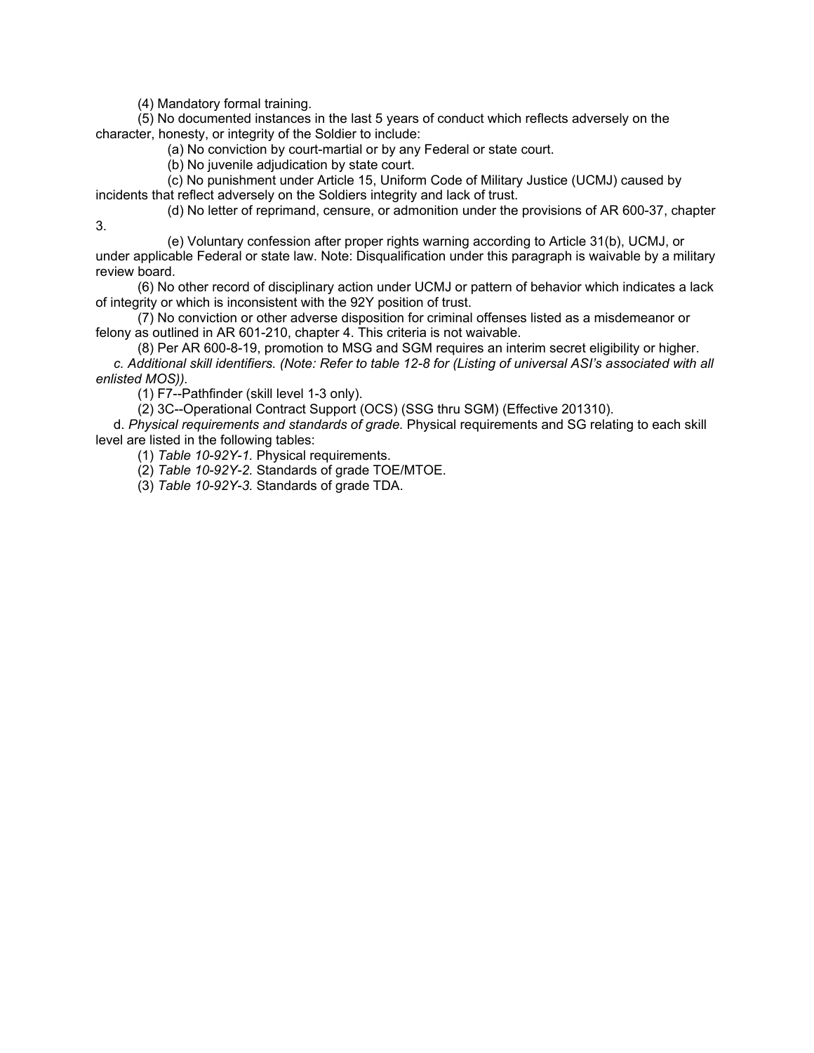(4) Mandatory formal training.

(5) No documented instances in the last 5 years of conduct which reflects adversely on the character, honesty, or integrity of the Soldier to include:

(a) No conviction by court-martial or by any Federal or state court.

(b) No juvenile adjudication by state court.

(c) No punishment under Article 15, Uniform Code of Military Justice (UCMJ) caused by incidents that reflect adversely on the Soldiers integrity and lack of trust.

(d) No letter of reprimand, censure, or admonition under the provisions of AR 600-37, chapter 3.

(e) Voluntary confession after proper rights warning according to Article 31(b), UCMJ, or under applicable Federal or state law. Note: Disqualification under this paragraph is waivable by a military review board.

(6) No other record of disciplinary action under UCMJ or pattern of behavior which indicates a lack of integrity or which is inconsistent with the 92Y position of trust.

(7) No conviction or other adverse disposition for criminal offenses listed as a misdemeanor or felony as outlined in AR 601-210, chapter 4. This criteria is not waivable.

(8) Per AR 600-8-19, promotion to MSG and SGM requires an interim secret eligibility or higher.

*c. Additional skill identifiers. (Note: Refer to table 12-8 for (Listing of universal ASI's associated with all enlisted MOS)).*

(1) F7--Pathfinder (skill level 1-3 only).

(2) 3C--Operational Contract Support (OCS) (SSG thru SGM) (Effective 201310).

d. *Physical requirements and standards of grade.* Physical requirements and SG relating to each skill level are listed in the following tables:

(1) *Table 10-92Y-1.* Physical requirements.

(2) *Table 10-92Y-2.* Standards of grade TOE/MTOE.

(3) *Table 10-92Y-3.* Standards of grade TDA.